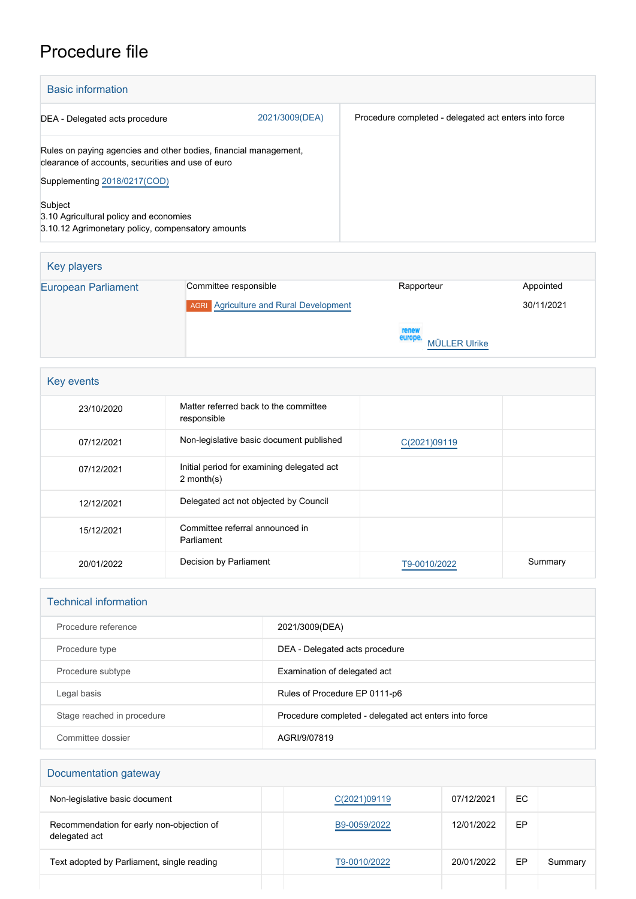# Procedure file

## Basic information

| | | |
|---|---|---|
| DEA - Delegated acts procedure | 2021/3009(DEA) | Procedure completed - delegated act enters into force |

Rules on paying agencies and other bodies, financial management, clearance of accounts, securities and use of euro

Supplementing 2018/0217(COD)

Subject
3.10 Agricultural policy and economies
3.10.12 Agrimonetary policy, compensatory amounts

## Key players

| | Committee responsible | Rapporteur | Appointed |
|---|---|---|---|
| European Parliament | AGRI Agriculture and Rural Development | | 30/11/2021 |
| | | renew europe. MÜLLER Ulrike | |

## Key events

| | | | |
|---|---|---|---|
| 23/10/2020 | Matter referred back to the committee responsible | | |
| 07/12/2021 | Non-legislative basic document published | C(2021)09119 | |
| 07/12/2021 | Initial period for examining delegated act 2 month(s) | | |
| 12/12/2021 | Delegated act not objected by Council | | |
| 15/12/2021 | Committee referral announced in Parliament | | |
| 20/01/2022 | Decision by Parliament | T9-0010/2022 | Summary |

## Technical information

| | |
|---|---|
| Procedure reference | 2021/3009(DEA) |
| Procedure type | DEA - Delegated acts procedure |
| Procedure subtype | Examination of delegated act |
| Legal basis | Rules of Procedure EP 0111-p6 |
| Stage reached in procedure | Procedure completed - delegated act enters into force |
| Committee dossier | AGRI/9/07819 |

## Documentation gateway

| | | | | | |
|---|---|---|---|---|---|
| Non-legislative basic document | | C(2021)09119 | 07/12/2021 | EC | |
| Recommendation for early non-objection of delegated act | | B9-0059/2022 | 12/01/2022 | EP | |
| Text adopted by Parliament, single reading | | T9-0010/2022 | 20/01/2022 | EP | Summary |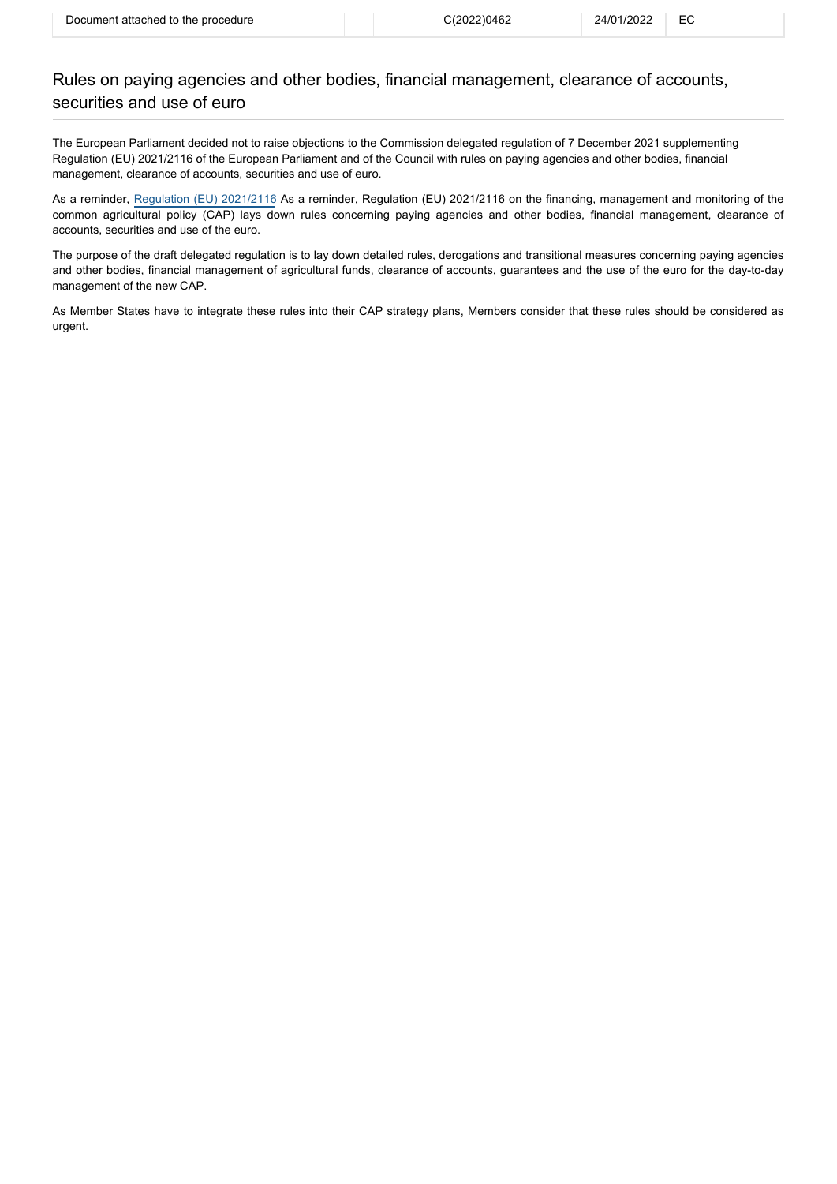| Document attached to the procedure | | C(2022)0462 | 24/01/2022 | EC | |
|---|---|---|---|---|---|

## Rules on paying agencies and other bodies, financial management, clearance of accounts, securities and use of euro

The European Parliament decided not to raise objections to the Commission delegated regulation of 7 December 2021 supplementing Regulation (EU) 2021/2116 of the European Parliament and of the Council with rules on paying agencies and other bodies, financial management, clearance of accounts, securities and use of euro.

As a reminder, Regulation (EU) 2021/2116 As a reminder, Regulation (EU) 2021/2116 on the financing, management and monitoring of the common agricultural policy (CAP) lays down rules concerning paying agencies and other bodies, financial management, clearance of accounts, securities and use of the euro.

The purpose of the draft delegated regulation is to lay down detailed rules, derogations and transitional measures concerning paying agencies and other bodies, financial management of agricultural funds, clearance of accounts, guarantees and the use of the euro for the day-to-day management of the new CAP.

As Member States have to integrate these rules into their CAP strategy plans, Members consider that these rules should be considered as urgent.